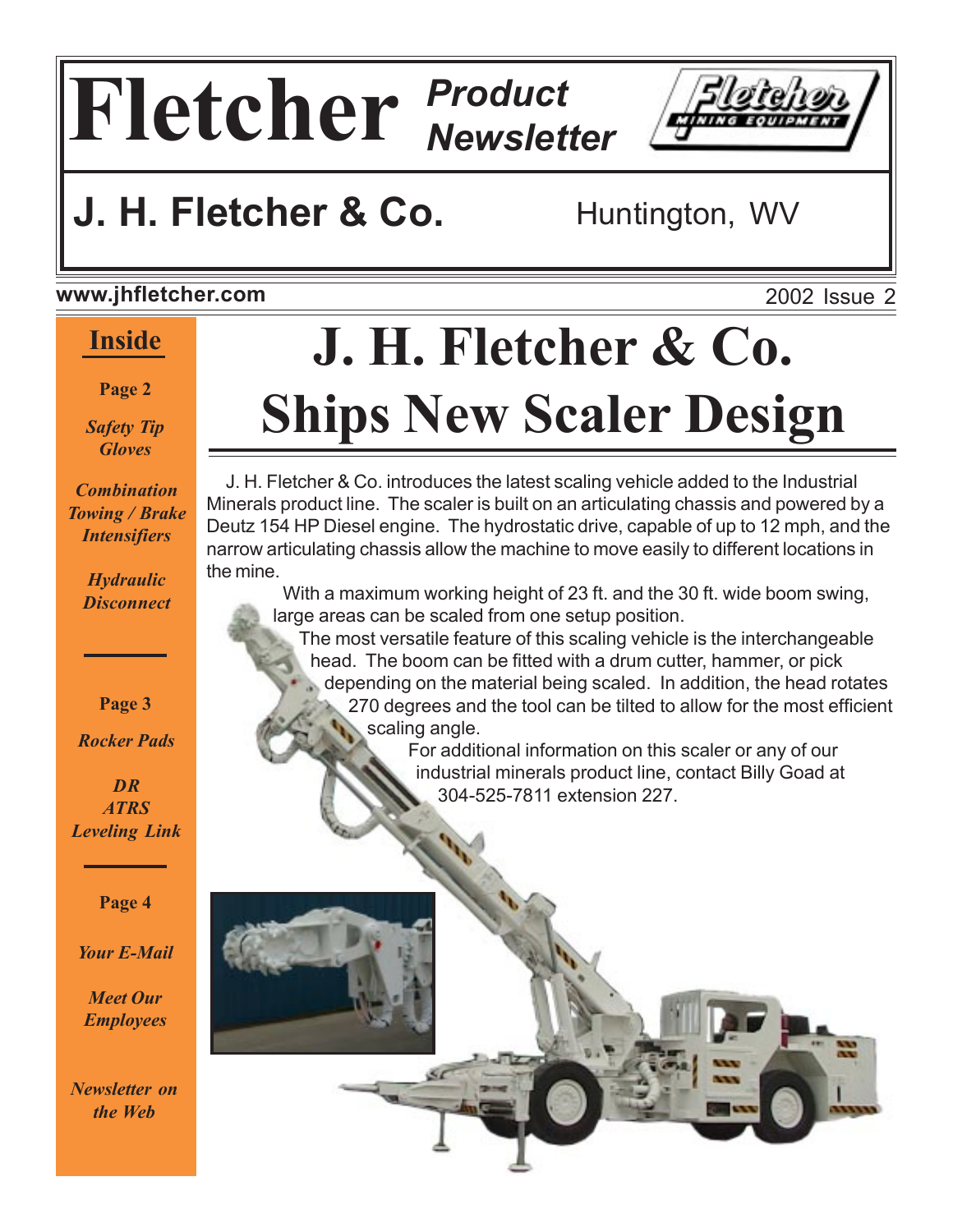# Fletcher *Product Newsletter*

## J. H. Fletcher & Co. Huntington, WV

www.jhfletcher.com

2002 Issue 2

**Inside**

**Page 2**

*Safety Tip Gloves*

*Combination Towing / Brake Intensifiers*

*Hydraulic Disconnect*

**Page 3**

*Rocker Pads*

*DR ATRS Leveling Link*

**Page 4**

*Your E-Mail*

*Meet Our Employees*

*Newsletter on the Web*

# J. H. Fletcher & Co. Ships New Scaler Design

J. H. Fletcher & Co. introduces the latest scaling vehicle added to the Industrial Minerals product line. The scaler is built on an articulating chassis and powered by a Deutz 154 HP Diesel engine. The hydrostatic drive, capable of up to 12 mph, and the narrow articulating chassis allow the machine to move easily to different locations in the mine.

With a maximum working height of 23 ft. and the 30 ft. wide boom swing, large areas can be scaled from one setup position.

The most versatile feature of this scaling vehicle is the interchangeable head. The boom can be fitted with a drum cutter, hammer, or pick depending on the material being scaled. In addition, the head rotates 270 degrees and the tool can be tilted to allow for the most efficient scaling angle.

For additional information on this scaler or any of our industrial minerals product line, contact Billy Goad at 304-525-7811 extension 227.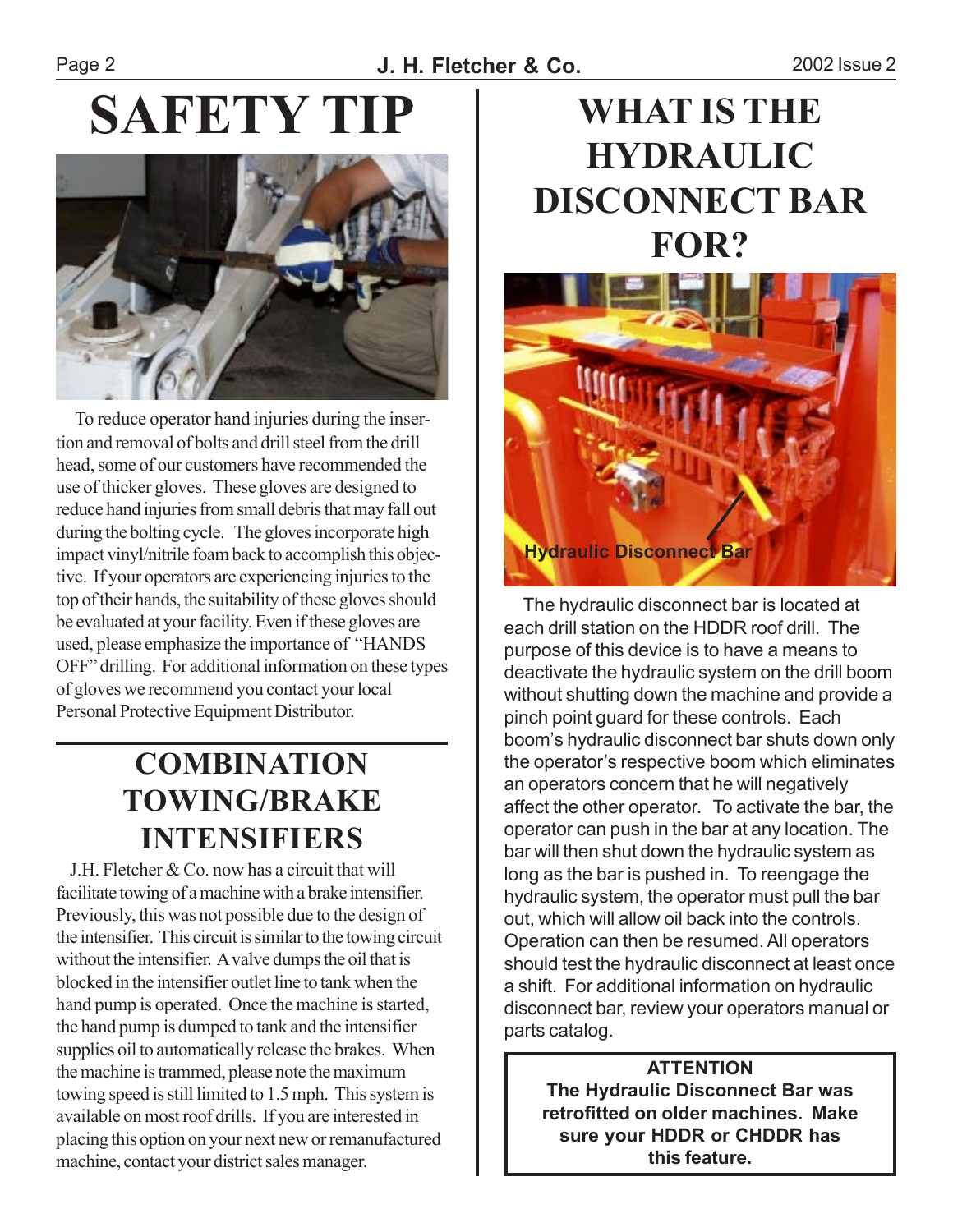# SAFETY TIP

To reduce operator hand injuries during the insertion and removal of bolts and drill steel from the drill head, some of our customers have recommended the use of thicker gloves. These gloves are designed to reduce hand injuries from small debris that may fall out during the bolting cycle. The gloves incorporate high impact vinyl/nitrile foam back to accomplish this objective. If your operators are experiencing injuries to the top of their hands, the suitability of these gloves should be evaluated at your facility. Even if these gloves are used, please emphasize the importance of "HANDS OFF" drilling. For additional information on these types of gloves we recommend you contact your local Personal Protective Equipment Distributor.

# COMBINATION TOWING/BRAKE INTENSIFIERS

J.H. Fletcher & Co. now has a circuit that will facilitate towing of a machine with a brake intensifier. Previously, this was not possible due to the design of the intensifier. This circuit is similar to the towing circuit without the intensifier. A valve dumps the oil that is blocked in the intensifier outlet line to tank when the hand pump is operated. Once the machine is started, the hand pump is dumped to tank and the intensifier supplies oil to automatically release the brakes. When the machine is trammed, please note the maximum towing speed is still limited to 1.5 mph. This system is available on most roof drills. If you are interested in placing this option on your next new or remanufactured machine, contact your district sales manager.

# WHAT IS THE HYDRAULIC DISCONNECT BAR FOR?

Hydraulic Disconnect Bar

The hydraulic disconnect bar is located at each drill station on the HDDR roof drill. The purpose of this device is to have a means to deactivate the hydraulic system on the drill boom without shutting down the machine and provide a pinch point guard for these controls. Each boom's hydraulic disconnect bar shuts down only the operator's respective boom which eliminates an operators concern that he will negatively affect the other operator. To activate the bar, the operator can push in the bar at any location. The bar will then shut down the hydraulic system as long as the bar is pushed in. To reengage the hydraulic system, the operator must pull the bar out, which will allow oil back into the controls. Operation can then be resumed. All operators should test the hydraulic disconnect at least once a shift. For additional information on hydraulic disconnect bar, review your operators manual or parts catalog.

**ATTENTION**
**The Hydraulic Disconnect Bar was retrofitted on older machines. Make sure your HDDR or CHDDR has this feature.**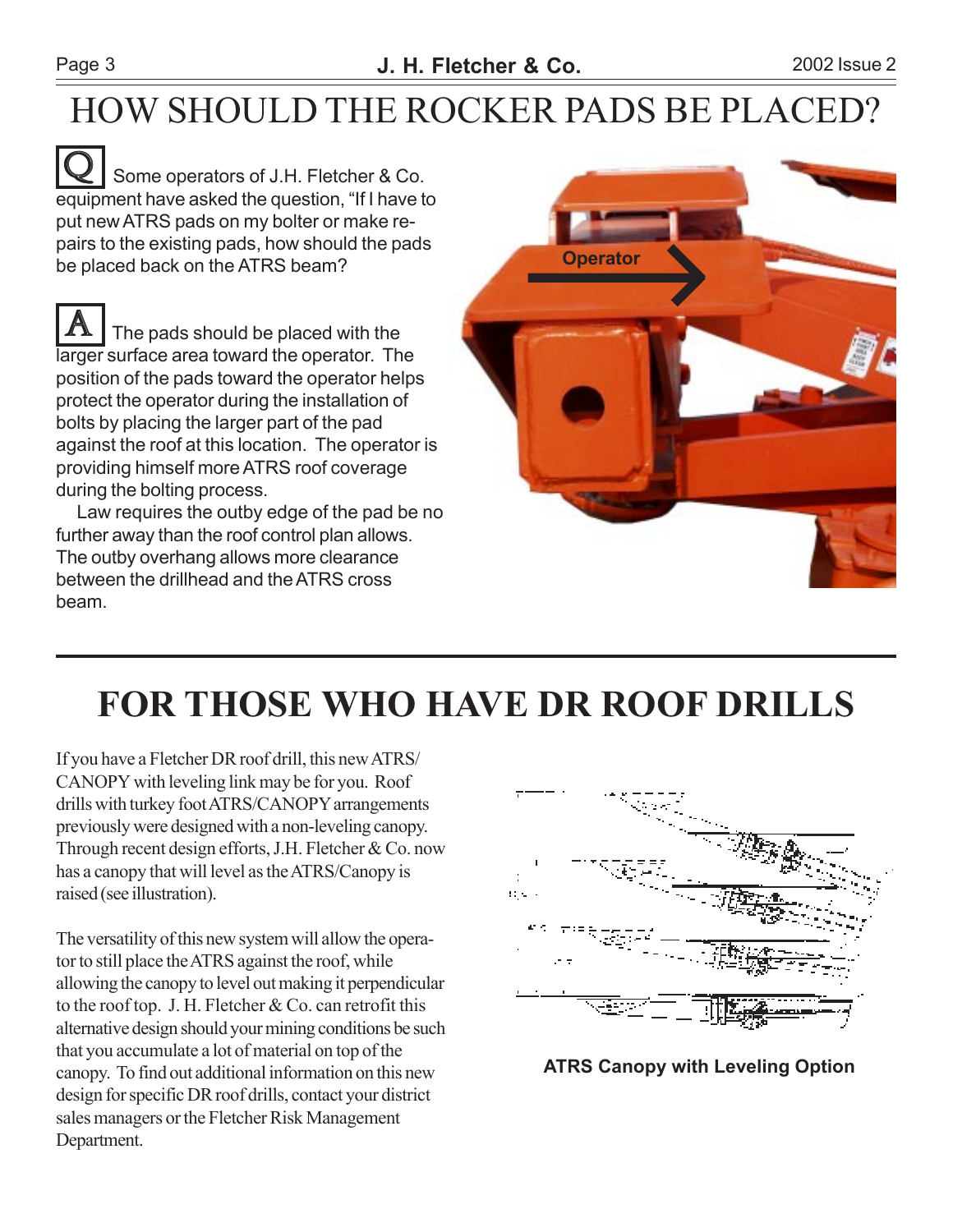# HOW SHOULD THE ROCKER PADS BE PLACED?

**Q** Some operators of J.H. Fletcher & Co. equipment have asked the question, "If I have to put new ATRS pads on my bolter or make repairs to the existing pads, how should the pads be placed back on the ATRS beam?

**A** The pads should be placed with the larger surface area toward the operator. The position of the pads toward the operator helps protect the operator during the installation of bolts by placing the larger part of the pad against the roof at this location. The operator is providing himself more ATRS roof coverage during the bolting process.

Law requires the outby edge of the pad be no further away than the roof control plan allows. The outby overhang allows more clearance between the drillhead and the ATRS cross beam.

Operator

# FOR THOSE WHO HAVE DR ROOF DRILLS

If you have a Fletcher DR roof drill, this new ATRS/CANOPY with leveling link may be for you. Roof drills with turkey foot ATRS/CANOPY arrangements previously were designed with a non-leveling canopy. Through recent design efforts, J.H. Fletcher & Co. now has a canopy that will level as the ATRS/Canopy is raised (see illustration).

The versatility of this new system will allow the operator to still place the ATRS against the roof, while allowing the canopy to level out making it perpendicular to the roof top. J. H. Fletcher & Co. can retrofit this alternative design should your mining conditions be such that you accumulate a lot of material on top of the canopy. To find out additional information on this new design for specific DR roof drills, contact your district sales managers or the Fletcher Risk Management Department.

**ATRS Canopy with Leveling Option**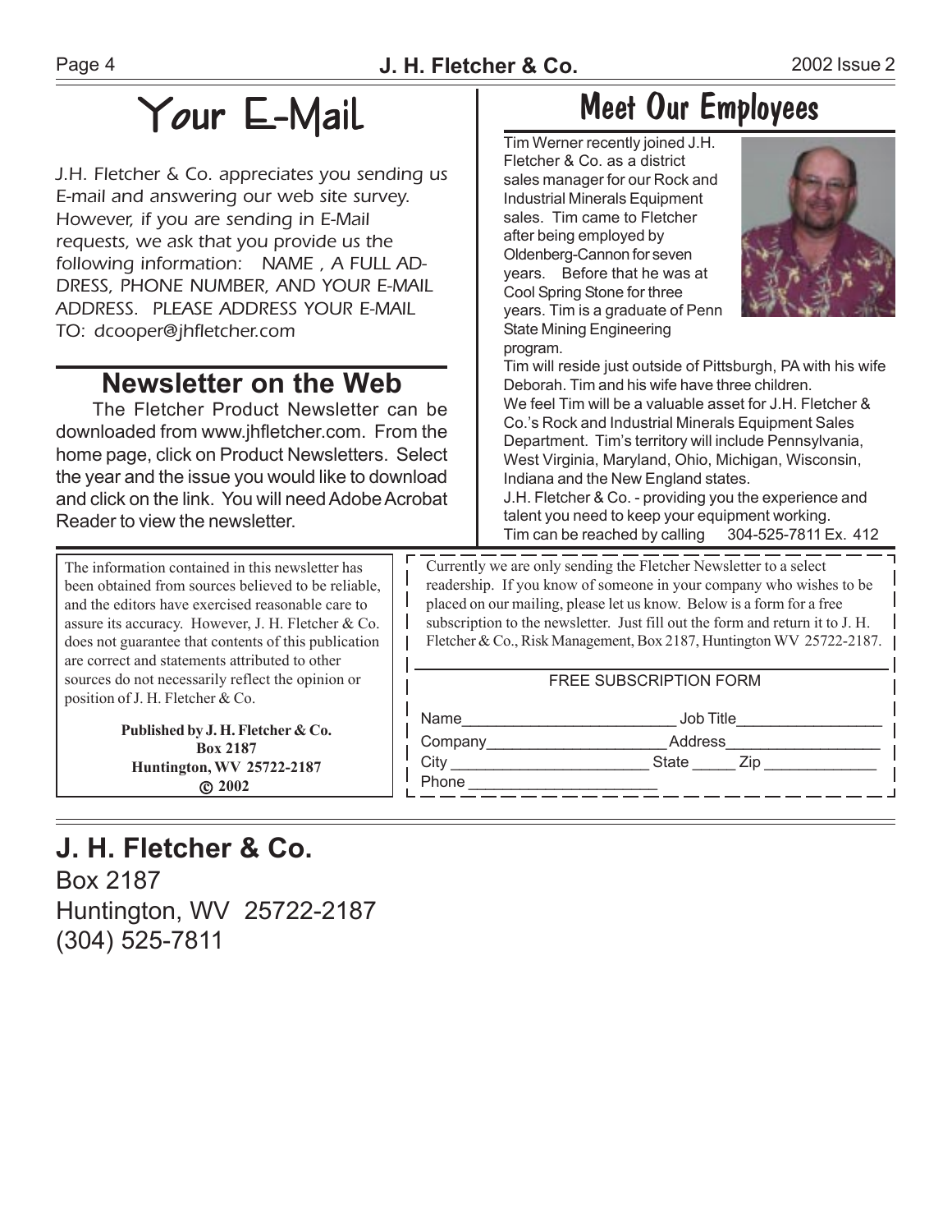# Your E-Mail

*J.H. Fletcher & Co. appreciates you sending us E-mail and answering our web site survey. However, if you are sending in E-Mail requests, we ask that you provide us the following information: NAME , A FULL ADDRESS, PHONE NUMBER, AND YOUR E-MAIL ADDRESS. PLEASE ADDRESS YOUR E-MAIL TO: dcooper@jhfletcher.com*

## Newsletter on the Web

The Fletcher Product Newsletter can be downloaded from www.jhfletcher.com. From the home page, click on Product Newsletters. Select the year and the issue you would like to download and click on the link. You will need Adobe Acrobat Reader to view the newsletter.

# Meet Our Employees

Tim Werner recently joined J.H. Fletcher & Co. as a district sales manager for our Rock and Industrial Minerals Equipment sales. Tim came to Fletcher after being employed by Oldenberg-Cannon for seven years. Before that he was at Cool Spring Stone for three years. Tim is a graduate of Penn State Mining Engineering program.

Tim will reside just outside of Pittsburgh, PA with his wife Deborah. Tim and his wife have three children.

We feel Tim will be a valuable asset for J.H. Fletcher & Co.'s Rock and Industrial Minerals Equipment Sales Department. Tim's territory will include Pennsylvania, West Virginia, Maryland, Ohio, Michigan, Wisconsin, Indiana and the New England states.

J.H. Fletcher & Co. - providing you the experience and talent you need to keep your equipment working.

Tim can be reached by calling 304-525-7811 Ex. 412

The information contained in this newsletter has been obtained from sources believed to be reliable, and the editors have exercised reasonable care to assure its accuracy. However, J. H. Fletcher & Co. does not guarantee that contents of this publication are correct and statements attributed to other sources do not necessarily reflect the opinion or position of J. H. Fletcher & Co.

**Published by J. H. Fletcher & Co.**
**Box 2187**
**Huntington, WV 25722-2187**
**© 2002**

Currently we are only sending the Fletcher Newsletter to a select readership. If you know of someone in your company who wishes to be placed on our mailing, please let us know. Below is a form for a free subscription to the newsletter. Just fill out the form and return it to J. H. Fletcher & Co., Risk Management, Box 2187, Huntington WV 25722-2187.

FREE SUBSCRIPTION FORM

Name________________________ Job Title________________

Company____________________ Address_________________

City ______________________ State _____ Zip _____________

Phone _____________________

**J. H. Fletcher & Co.**
Box 2187
Huntington, WV 25722-2187
(304) 525-7811